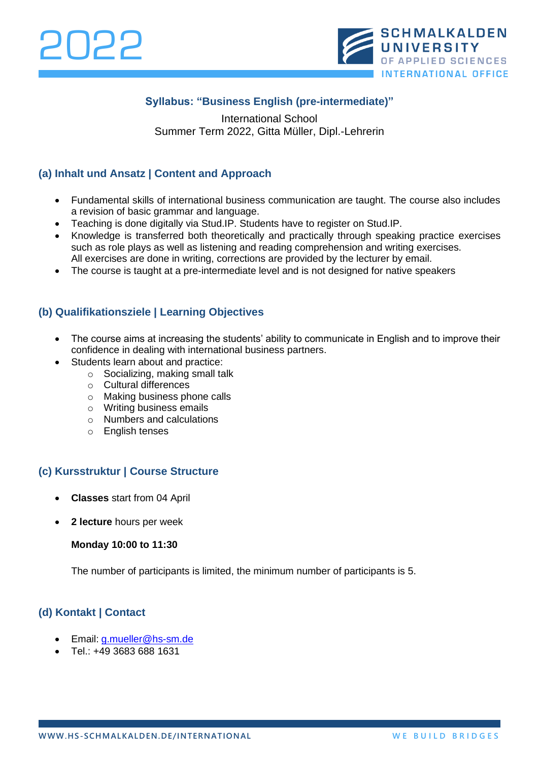2022

SCHMALKALDEN UNIVERSITY OF APPLIED SCIENCES
INTERNATIONAL OFFICE

## Syllabus: "Business English (pre-intermediate)"

International School
Summer Term 2022, Gitta Müller, Dipl.-Lehrerin

### (a) Inhalt und Ansatz | Content and Approach

- Fundamental skills of international business communication are taught. The course also includes a revision of basic grammar and language.
- Teaching is done digitally via Stud.IP. Students have to register on Stud.IP.
- Knowledge is transferred both theoretically and practically through speaking practice exercises such as role plays as well as listening and reading comprehension and writing exercises. All exercises are done in writing, corrections are provided by the lecturer by email.
- The course is taught at a pre-intermediate level and is not designed for native speakers

### (b) Qualifikationsziele | Learning Objectives

- The course aims at increasing the students' ability to communicate in English and to improve their confidence in dealing with international business partners.
- Students learn about and practice:
  - Socializing, making small talk
  - Cultural differences
  - Making business phone calls
  - Writing business emails
  - Numbers and calculations
  - English tenses

### (c) Kursstruktur | Course Structure

- **Classes** start from 04 April
- **2 lecture** hours per week

  **Monday 10:00 to 11:30**

  The number of participants is limited, the minimum number of participants is 5.

### (d) Kontakt | Contact

- Email: g.mueller@hs-sm.de
- Tel.: +49 3683 688 1631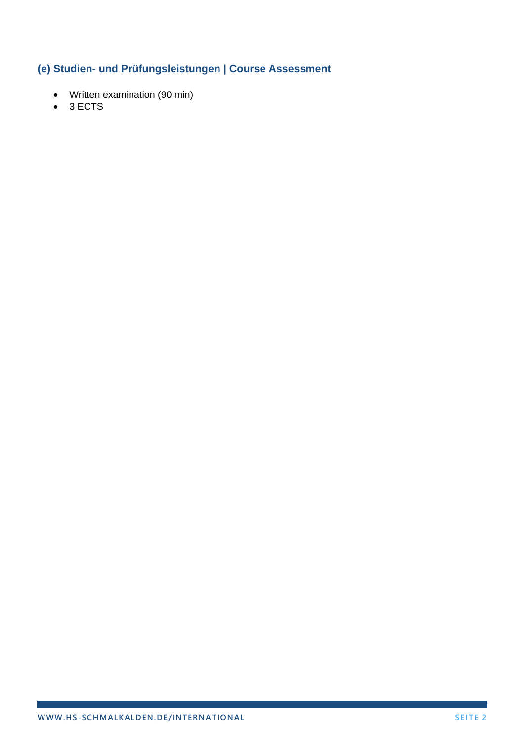### (e) Studien- und Prüfungsleistungen | Course Assessment

- Written examination (90 min)
- 3 ECTS